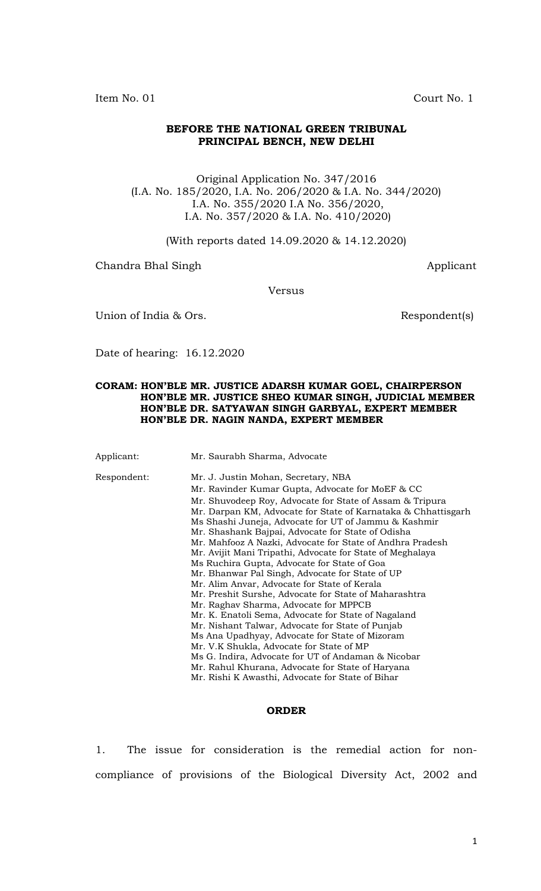Item No. 01 Court No. 1

**BEFORE THE NATIONAL GREEN TRIBUNAL**
**PRINCIPAL BENCH, NEW DELHI**

Original Application No. 347/2016
(I.A. No. 185/2020, I.A. No. 206/2020 & I.A. No. 344/2020)
I.A. No. 355/2020 I.A No. 356/2020,
I.A. No. 357/2020 & I.A. No. 410/2020)

(With reports dated 14.09.2020 & 14.12.2020)

Chandra Bhal Singh Applicant

Versus

Union of India & Ors. Respondent(s)

Date of hearing: 16.12.2020

**CORAM: HON'BLE MR. JUSTICE ADARSH KUMAR GOEL, CHAIRPERSON**
**HON'BLE MR. JUSTICE SHEO KUMAR SINGH, JUDICIAL MEMBER**
**HON'BLE DR. SATYAWAN SINGH GARBYAL, EXPERT MEMBER**
**HON'BLE DR. NAGIN NANDA, EXPERT MEMBER**

Applicant: Mr. Saurabh Sharma, Advocate

Respondent:
Mr. J. Justin Mohan, Secretary, NBA
Mr. Ravinder Kumar Gupta, Advocate for MoEF & CC
Mr. Shuvodeep Roy, Advocate for State of Assam & Tripura
Mr. Darpan KM, Advocate for State of Karnataka & Chhattisgarh
Ms Shashi Juneja, Advocate for UT of Jammu & Kashmir
Mr. Shashank Bajpai, Advocate for State of Odisha
Mr. Mahfooz A Nazki, Advocate for State of Andhra Pradesh
Mr. Avijit Mani Tripathi, Advocate for State of Meghalaya
Ms Ruchira Gupta, Advocate for State of Goa
Mr. Bhanwar Pal Singh, Advocate for State of UP
Mr. Alim Anvar, Advocate for State of Kerala
Mr. Preshit Surshe, Advocate for State of Maharashtra
Mr. Raghav Sharma, Advocate for MPPCB
Mr. K. Enatoli Sema, Advocate for State of Nagaland
Mr. Nishant Talwar, Advocate for State of Punjab
Ms Ana Upadhyay, Advocate for State of Mizoram
Mr. V.K Shukla, Advocate for State of MP
Ms G. Indira, Advocate for UT of Andaman & Nicobar
Mr. Rahul Khurana, Advocate for State of Haryana
Mr. Rishi K Awasthi, Advocate for State of Bihar

**ORDER**

1. The issue for consideration is the remedial action for non-compliance of provisions of the Biological Diversity Act, 2002 and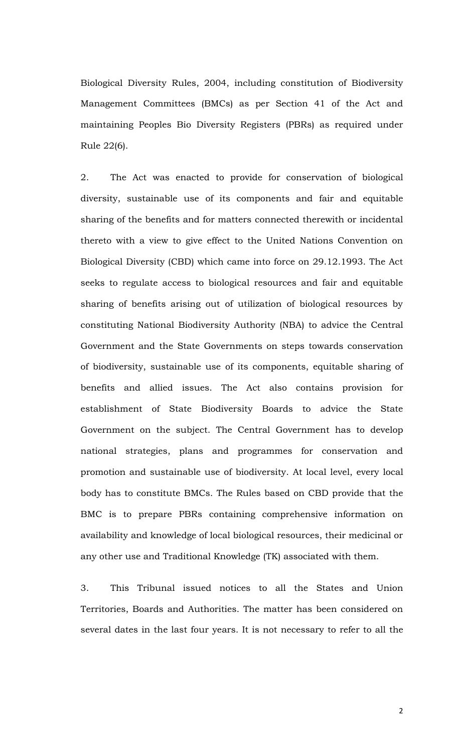Biological Diversity Rules, 2004, including constitution of Biodiversity Management Committees (BMCs) as per Section 41 of the Act and maintaining Peoples Bio Diversity Registers (PBRs) as required under Rule 22(6).

2. The Act was enacted to provide for conservation of biological diversity, sustainable use of its components and fair and equitable sharing of the benefits and for matters connected therewith or incidental thereto with a view to give effect to the United Nations Convention on Biological Diversity (CBD) which came into force on 29.12.1993. The Act seeks to regulate access to biological resources and fair and equitable sharing of benefits arising out of utilization of biological resources by constituting National Biodiversity Authority (NBA) to advice the Central Government and the State Governments on steps towards conservation of biodiversity, sustainable use of its components, equitable sharing of benefits and allied issues. The Act also contains provision for establishment of State Biodiversity Boards to advice the State Government on the subject. The Central Government has to develop national strategies, plans and programmes for conservation and promotion and sustainable use of biodiversity. At local level, every local body has to constitute BMCs. The Rules based on CBD provide that the BMC is to prepare PBRs containing comprehensive information on availability and knowledge of local biological resources, their medicinal or any other use and Traditional Knowledge (TK) associated with them.

3. This Tribunal issued notices to all the States and Union Territories, Boards and Authorities. The matter has been considered on several dates in the last four years. It is not necessary to refer to all the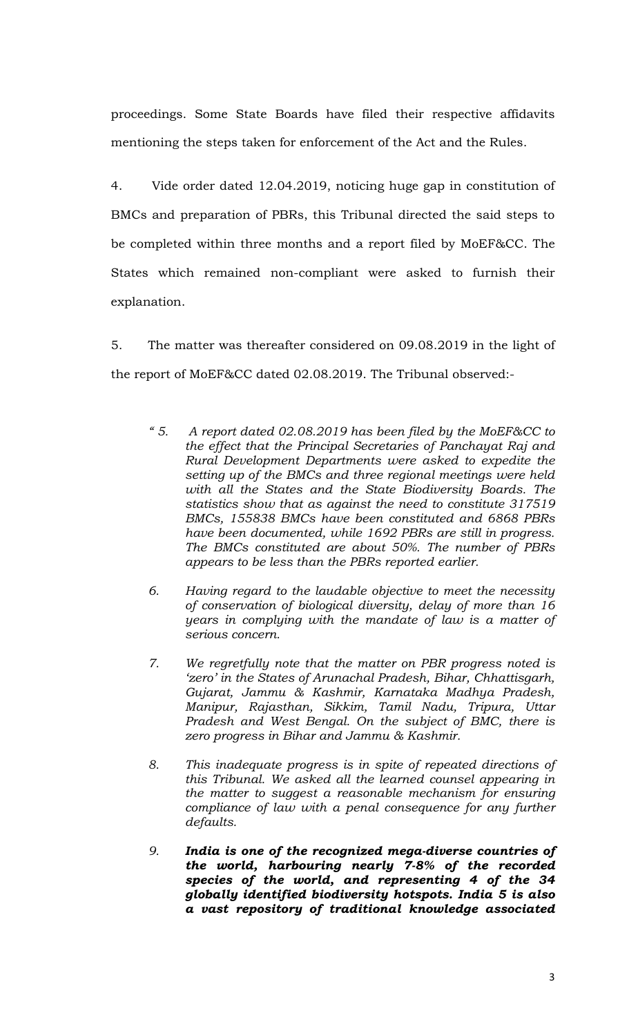proceedings. Some State Boards have filed their respective affidavits mentioning the steps taken for enforcement of the Act and the Rules.

4. Vide order dated 12.04.2019, noticing huge gap in constitution of BMCs and preparation of PBRs, this Tribunal directed the said steps to be completed within three months and a report filed by MoEF&CC. The States which remained non-compliant were asked to furnish their explanation.

5. The matter was thereafter considered on 09.08.2019 in the light of the report of MoEF&CC dated 02.08.2019. The Tribunal observed:-

> *" 5. A report dated 02.08.2019 has been filed by the MoEF&CC to the effect that the Principal Secretaries of Panchayat Raj and Rural Development Departments were asked to expedite the setting up of the BMCs and three regional meetings were held with all the States and the State Biodiversity Boards. The statistics show that as against the need to constitute 317519 BMCs, 155838 BMCs have been constituted and 6868 PBRs have been documented, while 1692 PBRs are still in progress. The BMCs constituted are about 50%. The number of PBRs appears to be less than the PBRs reported earlier.*
>
> *6. Having regard to the laudable objective to meet the necessity of conservation of biological diversity, delay of more than 16 years in complying with the mandate of law is a matter of serious concern.*
>
> *7. We regretfully note that the matter on PBR progress noted is 'zero' in the States of Arunachal Pradesh, Bihar, Chhattisgarh, Gujarat, Jammu & Kashmir, Karnataka Madhya Pradesh, Manipur, Rajasthan, Sikkim, Tamil Nadu, Tripura, Uttar Pradesh and West Bengal. On the subject of BMC, there is zero progress in Bihar and Jammu & Kashmir.*
>
> *8. This inadequate progress is in spite of repeated directions of this Tribunal. We asked all the learned counsel appearing in the matter to suggest a reasonable mechanism for ensuring compliance of law with a penal consequence for any further defaults.*
>
> *9.* ***India is one of the recognized mega-diverse countries of the world, harbouring nearly 7-8% of the recorded species of the world, and representing 4 of the 34 globally identified biodiversity hotspots. India 5 is also a vast repository of traditional knowledge associated***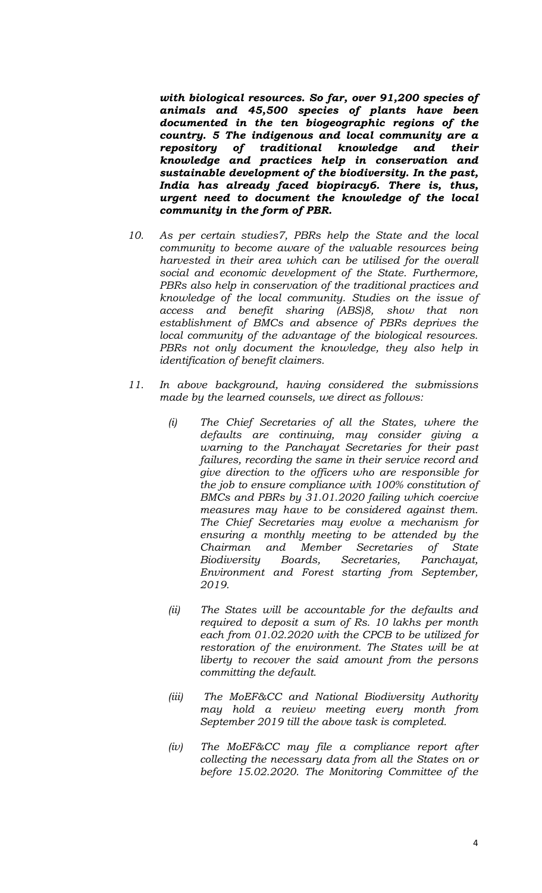***with biological resources. So far, over 91,200 species of animals and 45,500 species of plants have been documented in the ten biogeographic regions of the country. 5 The indigenous and local community are a repository of traditional knowledge and their knowledge and practices help in conservation and sustainable development of the biodiversity. In the past, India has already faced biopiracy6. There is, thus, urgent need to document the knowledge of the local community in the form of PBR.***

10. *As per certain studies7, PBRs help the State and the local community to become aware of the valuable resources being harvested in their area which can be utilised for the overall social and economic development of the State. Furthermore, PBRs also help in conservation of the traditional practices and knowledge of the local community. Studies on the issue of access and benefit sharing (ABS)8, show that non establishment of BMCs and absence of PBRs deprives the local community of the advantage of the biological resources. PBRs not only document the knowledge, they also help in identification of benefit claimers.*

11. *In above background, having considered the submissions made by the learned counsels, we direct as follows:*

    (i) *The Chief Secretaries of all the States, where the defaults are continuing, may consider giving a warning to the Panchayat Secretaries for their past failures, recording the same in their service record and give direction to the officers who are responsible for the job to ensure compliance with 100% constitution of BMCs and PBRs by 31.01.2020 failing which coercive measures may have to be considered against them. The Chief Secretaries may evolve a mechanism for ensuring a monthly meeting to be attended by the Chairman and Member Secretaries of State Biodiversity Boards, Secretaries, Panchayat, Environment and Forest starting from September, 2019.*

    (ii) *The States will be accountable for the defaults and required to deposit a sum of Rs. 10 lakhs per month each from 01.02.2020 with the CPCB to be utilized for restoration of the environment. The States will be at liberty to recover the said amount from the persons committing the default.*

    (iii) *The MoEF&CC and National Biodiversity Authority may hold a review meeting every month from September 2019 till the above task is completed.*

    (iv) *The MoEF&CC may file a compliance report after collecting the necessary data from all the States on or before 15.02.2020. The Monitoring Committee of the*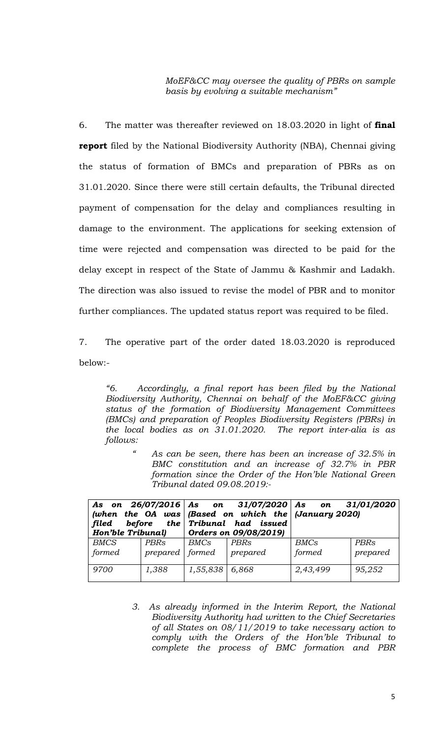*MoEF&CC may oversee the quality of PBRs on sample basis by evolving a suitable mechanism"*

6. The matter was thereafter reviewed on 18.03.2020 in light of **final report** filed by the National Biodiversity Authority (NBA), Chennai giving the status of formation of BMCs and preparation of PBRs as on 31.01.2020. Since there were still certain defaults, the Tribunal directed payment of compensation for the delay and compliances resulting in damage to the environment. The applications for seeking extension of time were rejected and compensation was directed to be paid for the delay except in respect of the State of Jammu & Kashmir and Ladakh. The direction was also issued to revise the model of PBR and to monitor further compliances. The updated status report was required to be filed.

7. The operative part of the order dated 18.03.2020 is reproduced below:-

> *"6. Accordingly, a final report has been filed by the National Biodiversity Authority, Chennai on behalf of the MoEF&CC giving status of the formation of Biodiversity Management Committees (BMCs) and preparation of Peoples Biodiversity Registers (PBRs) in the local bodies as on 31.01.2020. The report inter-alia is as follows:*
>
> > *" As can be seen, there has been an increase of 32.5% in BMC constitution and an increase of 32.7% in PBR formation since the Order of the Hon'ble National Green Tribunal dated 09.08.2019:-*
>
> | ***As on 26/07/2016 (when the OA was filed before the Hon'ble Tribunal)*** | | ***As on 31/07/2020 (Based on which the Tribunal had issued Orders on 09/08/2019)*** | | ***As on 31/01/2020 (January 2020)*** | |
> |---|---|---|---|---|---|
> | *BMCS formed* | *PBRs prepared* | *BMCs formed* | *PBRs prepared* | *BMCs formed* | *PBRs prepared* |
> | *9700* | *1,388* | *1,55,838* | *6,868* | *2,43,499* | *95,252* |
>
> > *3. As already informed in the Interim Report, the National Biodiversity Authority had written to the Chief Secretaries of all States on 08/11/2019 to take necessary action to comply with the Orders of the Hon'ble Tribunal to complete the process of BMC formation and PBR*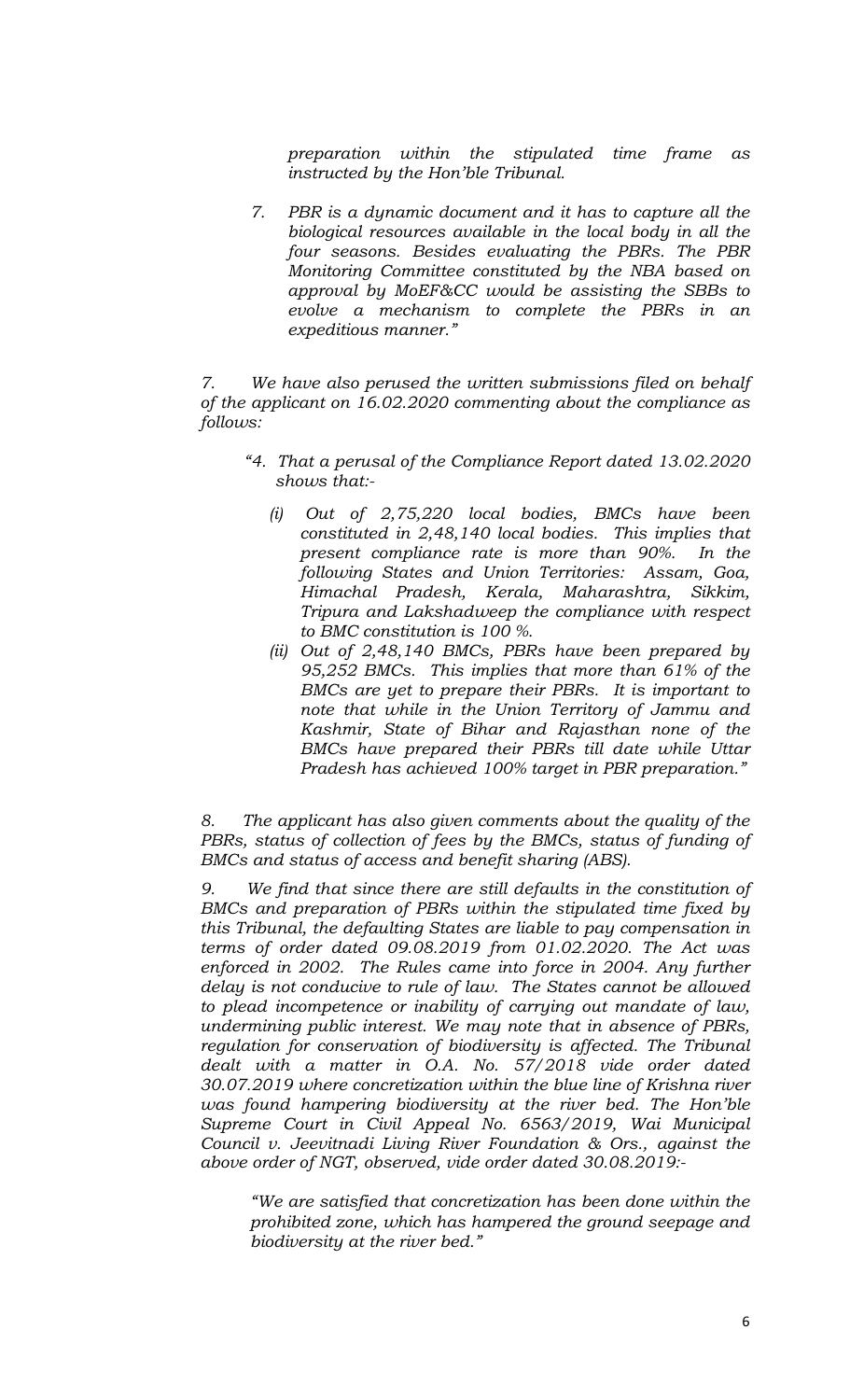*preparation within the stipulated time frame as instructed by the Hon'ble Tribunal.*

*7. PBR is a dynamic document and it has to capture all the biological resources available in the local body in all the four seasons. Besides evaluating the PBRs. The PBR Monitoring Committee constituted by the NBA based on approval by MoEF&CC would be assisting the SBBs to evolve a mechanism to complete the PBRs in an expeditious manner."*

*7. We have also perused the written submissions filed on behalf of the applicant on 16.02.2020 commenting about the compliance as follows:*

*"4. That a perusal of the Compliance Report dated 13.02.2020 shows that:-*

*(i) Out of 2,75,220 local bodies, BMCs have been constituted in 2,48,140 local bodies. This implies that present compliance rate is more than 90%. In the following States and Union Territories: Assam, Goa, Himachal Pradesh, Kerala, Maharashtra, Sikkim, Tripura and Lakshadweep the compliance with respect to BMC constitution is 100 %.*

*(ii) Out of 2,48,140 BMCs, PBRs have been prepared by 95,252 BMCs. This implies that more than 61% of the BMCs are yet to prepare their PBRs. It is important to note that while in the Union Territory of Jammu and Kashmir, State of Bihar and Rajasthan none of the BMCs have prepared their PBRs till date while Uttar Pradesh has achieved 100% target in PBR preparation."*

*8. The applicant has also given comments about the quality of the PBRs, status of collection of fees by the BMCs, status of funding of BMCs and status of access and benefit sharing (ABS).*

*9. We find that since there are still defaults in the constitution of BMCs and preparation of PBRs within the stipulated time fixed by this Tribunal, the defaulting States are liable to pay compensation in terms of order dated 09.08.2019 from 01.02.2020. The Act was enforced in 2002. The Rules came into force in 2004. Any further delay is not conducive to rule of law. The States cannot be allowed to plead incompetence or inability of carrying out mandate of law, undermining public interest. We may note that in absence of PBRs, regulation for conservation of biodiversity is affected. The Tribunal dealt with a matter in O.A. No. 57/2018 vide order dated 30.07.2019 where concretization within the blue line of Krishna river was found hampering biodiversity at the river bed. The Hon'ble Supreme Court in Civil Appeal No. 6563/2019, Wai Municipal Council v. Jeevitnadi Living River Foundation & Ors., against the above order of NGT, observed, vide order dated 30.08.2019:-*

*"We are satisfied that concretization has been done within the prohibited zone, which has hampered the ground seepage and biodiversity at the river bed."*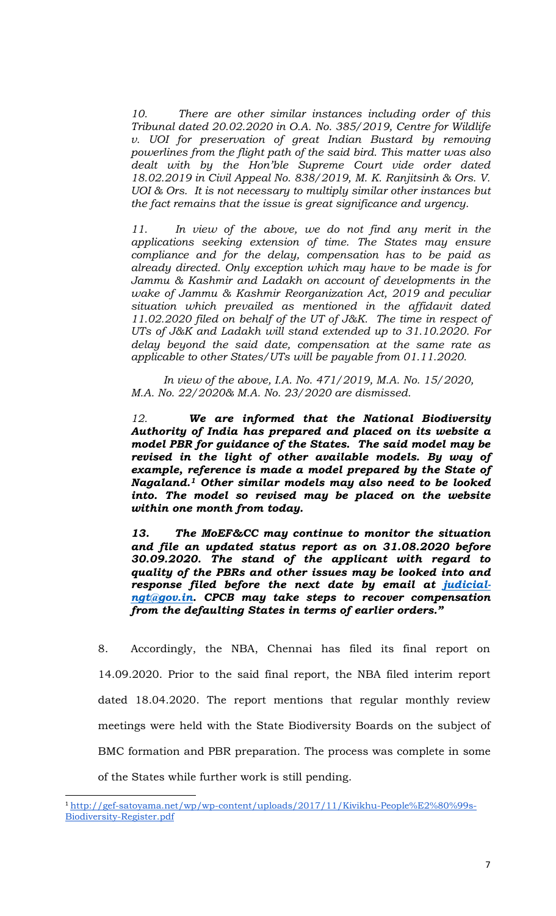*10. There are other similar instances including order of this Tribunal dated 20.02.2020 in O.A. No. 385/2019, Centre for Wildlife v. UOI for preservation of great Indian Bustard by removing powerlines from the flight path of the said bird. This matter was also dealt with by the Hon'ble Supreme Court vide order dated 18.02.2019 in Civil Appeal No. 838/2019, M. K. Ranjitsinh & Ors. V. UOI & Ors. It is not necessary to multiply similar other instances but the fact remains that the issue is great significance and urgency.*

*11. In view of the above, we do not find any merit in the applications seeking extension of time. The States may ensure compliance and for the delay, compensation has to be paid as already directed. Only exception which may have to be made is for Jammu & Kashmir and Ladakh on account of developments in the wake of Jammu & Kashmir Reorganization Act, 2019 and peculiar situation which prevailed as mentioned in the affidavit dated 11.02.2020 filed on behalf of the UT of J&K. The time in respect of UTs of J&K and Ladakh will stand extended up to 31.10.2020. For delay beyond the said date, compensation at the same rate as applicable to other States/UTs will be payable from 01.11.2020.*

*In view of the above, I.A. No. 471/2019, M.A. No. 15/2020, M.A. No. 22/2020& M.A. No. 23/2020 are dismissed.*

*12.* ***We are informed that the National Biodiversity Authority of India has prepared and placed on its website a model PBR for guidance of the States. The said model may be revised in the light of other available models. By way of example, reference is made a model prepared by the State of Nagaland.[1] Other similar models may also need to be looked into. The model so revised may be placed on the website within one month from today.***

***13. The MoEF&CC may continue to monitor the situation and file an updated status report as on 31.08.2020 before 30.09.2020. The stand of the applicant with regard to quality of the PBRs and other issues may be looked into and response filed before the next date by email at judicial-ngt@gov.in. CPCB may take steps to recover compensation from the defaulting States in terms of earlier orders."***

8. Accordingly, the NBA, Chennai has filed its final report on 14.09.2020. Prior to the said final report, the NBA filed interim report dated 18.04.2020. The report mentions that regular monthly review meetings were held with the State Biodiversity Boards on the subject of BMC formation and PBR preparation. The process was complete in some of the States while further work is still pending.

---

[1] http://gef-satoyama.net/wp/wp-content/uploads/2017/11/Kivikhu-People%E2%80%99s-Biodiversity-Register.pdf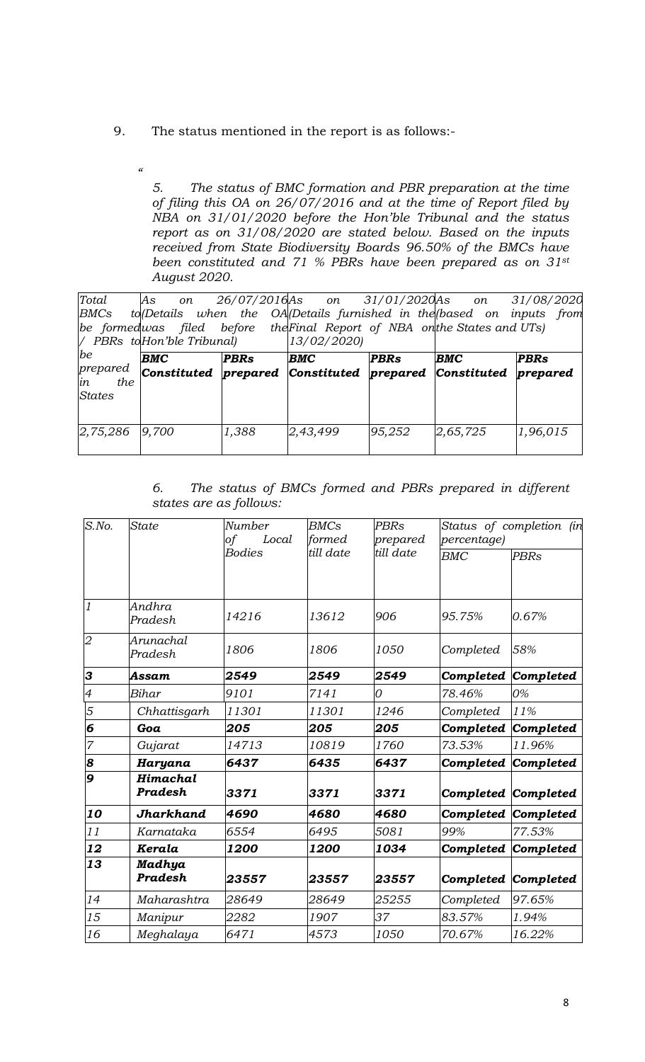9. The status mentioned in the report is as follows:-

"

*5. The status of BMC formation and PBR preparation at the time of filing this OA on 26/07/2016 and at the time of Report filed by NBA on 31/01/2020 before the Hon'ble Tribunal and the status report as on 31/08/2020 are stated below. Based on the inputs received from State Biodiversity Boards 96.50% of the BMCs have been constituted and 71 % PBRs have been prepared as on 31st August 2020.*

| *Total BMCs to be formed / PBRs to be prepared in the States* | *As on 26/07/2016 (Details when the OA was filed before Hon'ble Tribunal)* | | *As on 31/01/2020 (Details furnished in the Final Report of NBA on 13/02/2020)* | | *As on 31/08/2020 (based on inputs from the States and UTs)* | |
|---|---|---|---|---|---|---|
| | ***BMC Constituted*** | ***PBRs prepared*** | ***BMC Constituted*** | ***PBRs prepared*** | ***BMC Constituted*** | ***PBRs prepared*** |
| *2,75,286* | *9,700* | *1,388* | *2,43,499* | *95,252* | *2,65,725* | *1,96,015* |

*6. The status of BMCs formed and PBRs prepared in different states are as follows:*

| *S.No.* | *State* | *Number of Local Bodies* | *BMCs formed till date* | *PBRs prepared till date* | *Status of completion (in percentage)* | |
|---|---|---|---|---|---|---|
| | | | | | *BMC* | *PBRs* |
| *1* | *Andhra Pradesh* | *14216* | *13612* | *906* | *95.75%* | *0.67%* |
| *2* | *Arunachal Pradesh* | *1806* | *1806* | *1050* | *Completed* | *58%* |
| ***3*** | ***Assam*** | ***2549*** | ***2549*** | ***2549*** | ***Completed*** | ***Completed*** |
| *4* | *Bihar* | *9101* | *7141* | *0* | *78.46%* | *0%* |
| *5* | *Chhattisgarh* | *11301* | *11301* | *1246* | *Completed* | *11%* |
| ***6*** | ***Goa*** | ***205*** | ***205*** | ***205*** | ***Completed*** | ***Completed*** |
| *7* | *Gujarat* | *14713* | *10819* | *1760* | *73.53%* | *11.96%* |
| ***8*** | ***Haryana*** | ***6437*** | ***6435*** | ***6437*** | ***Completed*** | ***Completed*** |
| ***9*** | ***Himachal Pradesh*** | ***3371*** | ***3371*** | ***3371*** | ***Completed*** | ***Completed*** |
| ***10*** | ***Jharkhand*** | ***4690*** | ***4680*** | ***4680*** | ***Completed*** | ***Completed*** |
| *11* | *Karnataka* | *6554* | *6495* | *5081* | *99%* | *77.53%* |
| ***12*** | ***Kerala*** | ***1200*** | ***1200*** | ***1034*** | ***Completed*** | ***Completed*** |
| ***13*** | ***Madhya Pradesh*** | ***23557*** | ***23557*** | ***23557*** | ***Completed*** | ***Completed*** |
| *14* | *Maharashtra* | *28649* | *28649* | *25255* | *Completed* | *97.65%* |
| *15* | *Manipur* | *2282* | *1907* | *37* | *83.57%* | *1.94%* |
| *16* | *Meghalaya* | *6471* | *4573* | *1050* | *70.67%* | *16.22%* |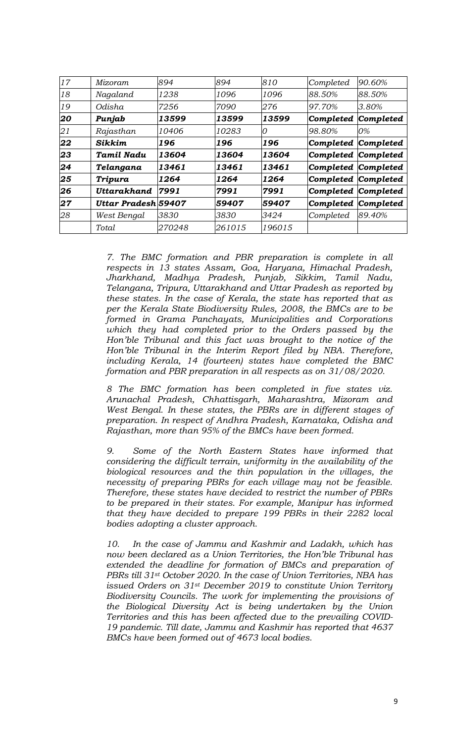| 17 | Mizoram | 894 | 894 | 810 | Completed | 90.60% |
|---|---|---|---|---|---|---|
| 18 | Nagaland | 1238 | 1096 | 1096 | 88.50% | 88.50% |
| 19 | Odisha | 7256 | 7090 | 276 | 97.70% | 3.80% |
| **20** | **Punjab** | **13599** | **13599** | **13599** | **Completed** | **Completed** |
| 21 | Rajasthan | 10406 | 10283 | 0 | 98.80% | 0% |
| **22** | **Sikkim** | **196** | **196** | **196** | **Completed** | **Completed** |
| **23** | **Tamil Nadu** | **13604** | **13604** | **13604** | **Completed** | **Completed** |
| **24** | **Telangana** | **13461** | **13461** | **13461** | **Completed** | **Completed** |
| **25** | **Tripura** | **1264** | **1264** | **1264** | **Completed** | **Completed** |
| **26** | **Uttarakhand** | **7991** | **7991** | **7991** | **Completed** | **Completed** |
| **27** | **Uttar Pradesh** | **59407** | **59407** | **59407** | **Completed** | **Completed** |
| 28 | West Bengal | 3830 | 3830 | 3424 | Completed | 89.40% |
| | Total | 270248 | 261015 | 196015 | | |

*7. The BMC formation and PBR preparation is complete in all respects in 13 states Assam, Goa, Haryana, Himachal Pradesh, Jharkhand, Madhya Pradesh, Punjab, Sikkim, Tamil Nadu, Telangana, Tripura, Uttarakhand and Uttar Pradesh as reported by these states. In the case of Kerala, the state has reported that as per the Kerala State Biodiversity Rules, 2008, the BMCs are to be formed in Grama Panchayats, Municipalities and Corporations which they had completed prior to the Orders passed by the Hon'ble Tribunal and this fact was brought to the notice of the Hon'ble Tribunal in the Interim Report filed by NBA. Therefore, including Kerala, 14 (fourteen) states have completed the BMC formation and PBR preparation in all respects as on 31/08/2020.*

*8 The BMC formation has been completed in five states viz. Arunachal Pradesh, Chhattisgarh, Maharashtra, Mizoram and West Bengal. In these states, the PBRs are in different stages of preparation. In respect of Andhra Pradesh, Karnataka, Odisha and Rajasthan, more than 95% of the BMCs have been formed.*

*9. Some of the North Eastern States have informed that considering the difficult terrain, uniformity in the availability of the biological resources and the thin population in the villages, the necessity of preparing PBRs for each village may not be feasible. Therefore, these states have decided to restrict the number of PBRs to be prepared in their states. For example, Manipur has informed that they have decided to prepare 199 PBRs in their 2282 local bodies adopting a cluster approach.*

*10. In the case of Jammu and Kashmir and Ladakh, which has now been declared as a Union Territories, the Hon'ble Tribunal has extended the deadline for formation of BMCs and preparation of PBRs till 31st October 2020. In the case of Union Territories, NBA has issued Orders on 31st December 2019 to constitute Union Territory Biodiversity Councils. The work for implementing the provisions of the Biological Diversity Act is being undertaken by the Union Territories and this has been affected due to the prevailing COVID-19 pandemic. Till date, Jammu and Kashmir has reported that 4637 BMCs have been formed out of 4673 local bodies.*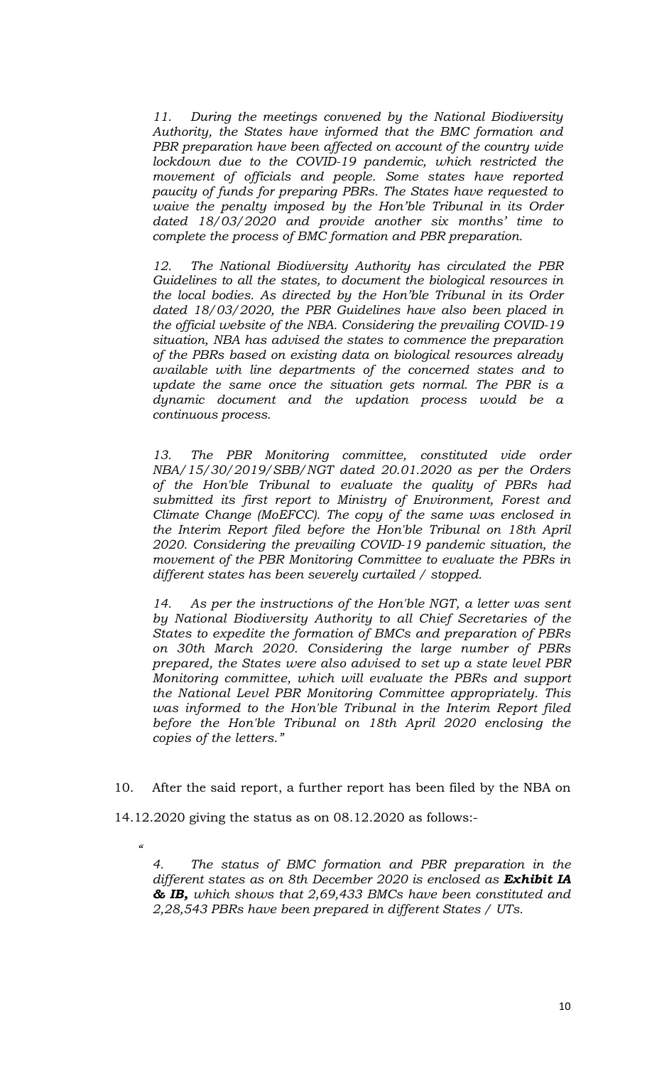*11. During the meetings convened by the National Biodiversity Authority, the States have informed that the BMC formation and PBR preparation have been affected on account of the country wide lockdown due to the COVID-19 pandemic, which restricted the movement of officials and people. Some states have reported paucity of funds for preparing PBRs. The States have requested to waive the penalty imposed by the Hon'ble Tribunal in its Order dated 18/03/2020 and provide another six months' time to complete the process of BMC formation and PBR preparation.*

*12. The National Biodiversity Authority has circulated the PBR Guidelines to all the states, to document the biological resources in the local bodies. As directed by the Hon'ble Tribunal in its Order dated 18/03/2020, the PBR Guidelines have also been placed in the official website of the NBA. Considering the prevailing COVID-19 situation, NBA has advised the states to commence the preparation of the PBRs based on existing data on biological resources already available with line departments of the concerned states and to update the same once the situation gets normal. The PBR is a dynamic document and the updation process would be a continuous process.*

*13. The PBR Monitoring committee, constituted vide order NBA/15/30/2019/SBB/NGT dated 20.01.2020 as per the Orders of the Hon'ble Tribunal to evaluate the quality of PBRs had submitted its first report to Ministry of Environment, Forest and Climate Change (MoEFCC). The copy of the same was enclosed in the Interim Report filed before the Hon'ble Tribunal on 18th April 2020. Considering the prevailing COVID-19 pandemic situation, the movement of the PBR Monitoring Committee to evaluate the PBRs in different states has been severely curtailed / stopped.*

*14. As per the instructions of the Hon'ble NGT, a letter was sent by National Biodiversity Authority to all Chief Secretaries of the States to expedite the formation of BMCs and preparation of PBRs on 30th March 2020. Considering the large number of PBRs prepared, the States were also advised to set up a state level PBR Monitoring committee, which will evaluate the PBRs and support the National Level PBR Monitoring Committee appropriately. This was informed to the Hon'ble Tribunal in the Interim Report filed before the Hon'ble Tribunal on 18th April 2020 enclosing the copies of the letters."*

10. After the said report, a further report has been filed by the NBA on 14.12.2020 giving the status as on 08.12.2020 as follows:-

*"*

*4. The status of BMC formation and PBR preparation in the different states as on 8th December 2020 is enclosed as **Exhibit IA & IB,** which shows that 2,69,433 BMCs have been constituted and 2,28,543 PBRs have been prepared in different States / UTs.*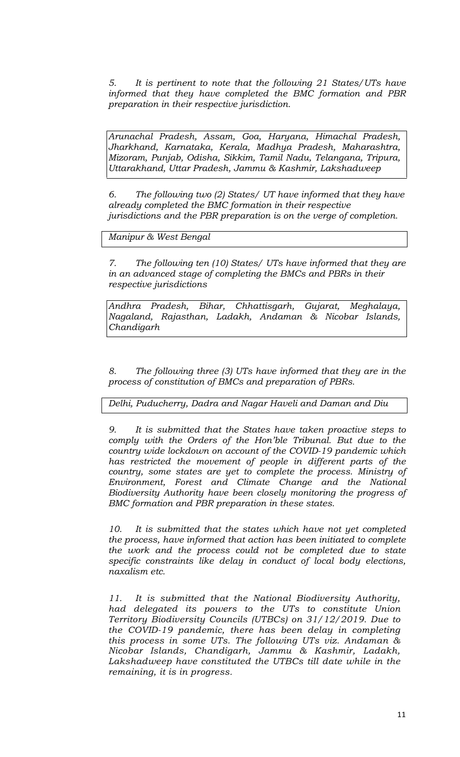*5. It is pertinent to note that the following 21 States/UTs have informed that they have completed the BMC formation and PBR preparation in their respective jurisdiction.*

| *Arunachal Pradesh, Assam, Goa, Haryana, Himachal Pradesh, Jharkhand, Karnataka, Kerala, Madhya Pradesh, Maharashtra, Mizoram, Punjab, Odisha, Sikkim, Tamil Nadu, Telangana, Tripura, Uttarakhand, Uttar Pradesh, Jammu & Kashmir, Lakshadweep* |
|---|

*6. The following two (2) States/ UT have informed that they have already completed the BMC formation in their respective jurisdictions and the PBR preparation is on the verge of completion.*

| *Manipur & West Bengal* |
|---|

*7. The following ten (10) States/ UTs have informed that they are in an advanced stage of completing the BMCs and PBRs in their respective jurisdictions*

| *Andhra Pradesh, Bihar, Chhattisgarh, Gujarat, Meghalaya, Nagaland, Rajasthan, Ladakh, Andaman & Nicobar Islands, Chandigarh* |
|---|

*8. The following three (3) UTs have informed that they are in the process of constitution of BMCs and preparation of PBRs.*

| *Delhi, Puducherry, Dadra and Nagar Haveli and Daman and Diu* |
|---|

*9. It is submitted that the States have taken proactive steps to comply with the Orders of the Hon'ble Tribunal. But due to the country wide lockdown on account of the COVID-19 pandemic which has restricted the movement of people in different parts of the country, some states are yet to complete the process. Ministry of Environment, Forest and Climate Change and the National Biodiversity Authority have been closely monitoring the progress of BMC formation and PBR preparation in these states.*

*10. It is submitted that the states which have not yet completed the process, have informed that action has been initiated to complete the work and the process could not be completed due to state specific constraints like delay in conduct of local body elections, naxalism etc.*

*11. It is submitted that the National Biodiversity Authority, had delegated its powers to the UTs to constitute Union Territory Biodiversity Councils (UTBCs) on 31/12/2019. Due to the COVID-19 pandemic, there has been delay in completing this process in some UTs. The following UTs viz. Andaman & Nicobar Islands, Chandigarh, Jammu & Kashmir, Ladakh, Lakshadweep have constituted the UTBCs till date while in the remaining, it is in progress.*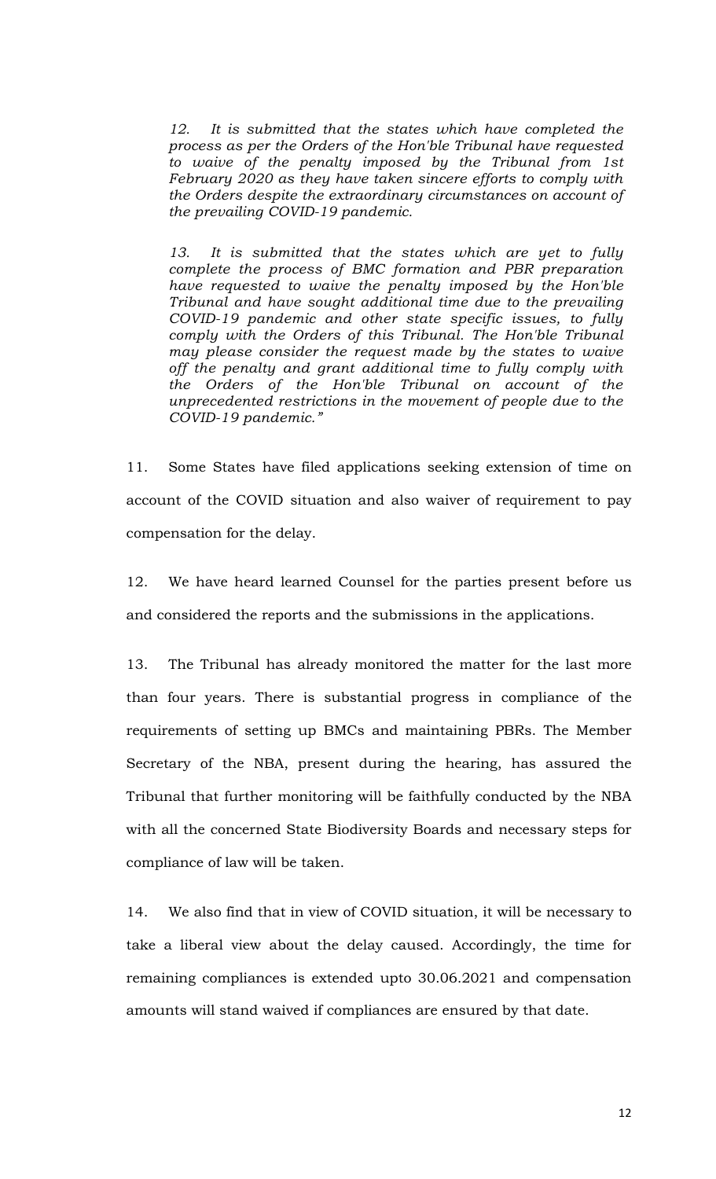*12. It is submitted that the states which have completed the process as per the Orders of the Hon'ble Tribunal have requested to waive of the penalty imposed by the Tribunal from 1st February 2020 as they have taken sincere efforts to comply with the Orders despite the extraordinary circumstances on account of the prevailing COVID-19 pandemic.*

*13. It is submitted that the states which are yet to fully complete the process of BMC formation and PBR preparation have requested to waive the penalty imposed by the Hon'ble Tribunal and have sought additional time due to the prevailing COVID-19 pandemic and other state specific issues, to fully comply with the Orders of this Tribunal. The Hon'ble Tribunal may please consider the request made by the states to waive off the penalty and grant additional time to fully comply with the Orders of the Hon'ble Tribunal on account of the unprecedented restrictions in the movement of people due to the COVID-19 pandemic."*

11. Some States have filed applications seeking extension of time on account of the COVID situation and also waiver of requirement to pay compensation for the delay.

12. We have heard learned Counsel for the parties present before us and considered the reports and the submissions in the applications.

13. The Tribunal has already monitored the matter for the last more than four years. There is substantial progress in compliance of the requirements of setting up BMCs and maintaining PBRs. The Member Secretary of the NBA, present during the hearing, has assured the Tribunal that further monitoring will be faithfully conducted by the NBA with all the concerned State Biodiversity Boards and necessary steps for compliance of law will be taken.

14. We also find that in view of COVID situation, it will be necessary to take a liberal view about the delay caused. Accordingly, the time for remaining compliances is extended upto 30.06.2021 and compensation amounts will stand waived if compliances are ensured by that date.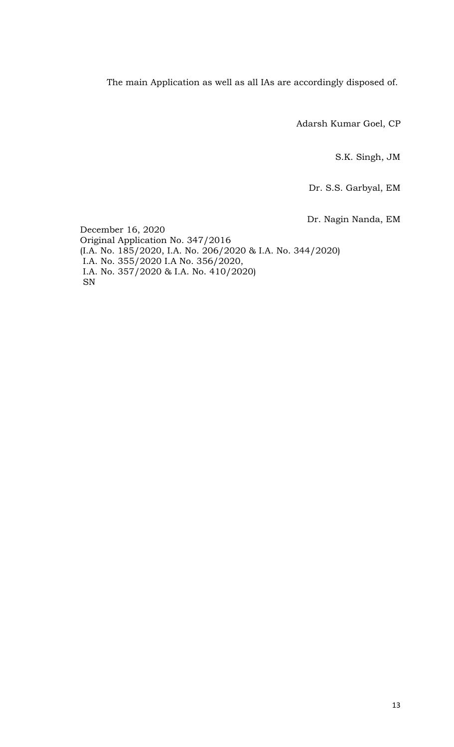The main Application as well as all IAs are accordingly disposed of.

Adarsh Kumar Goel, CP

S.K. Singh, JM

Dr. S.S. Garbyal, EM

Dr. Nagin Nanda, EM

December 16, 2020
Original Application No. 347/2016
(I.A. No. 185/2020, I.A. No. 206/2020 & I.A. No. 344/2020)
I.A. No. 355/2020 I.A No. 356/2020,
I.A. No. 357/2020 & I.A. No. 410/2020)
SN